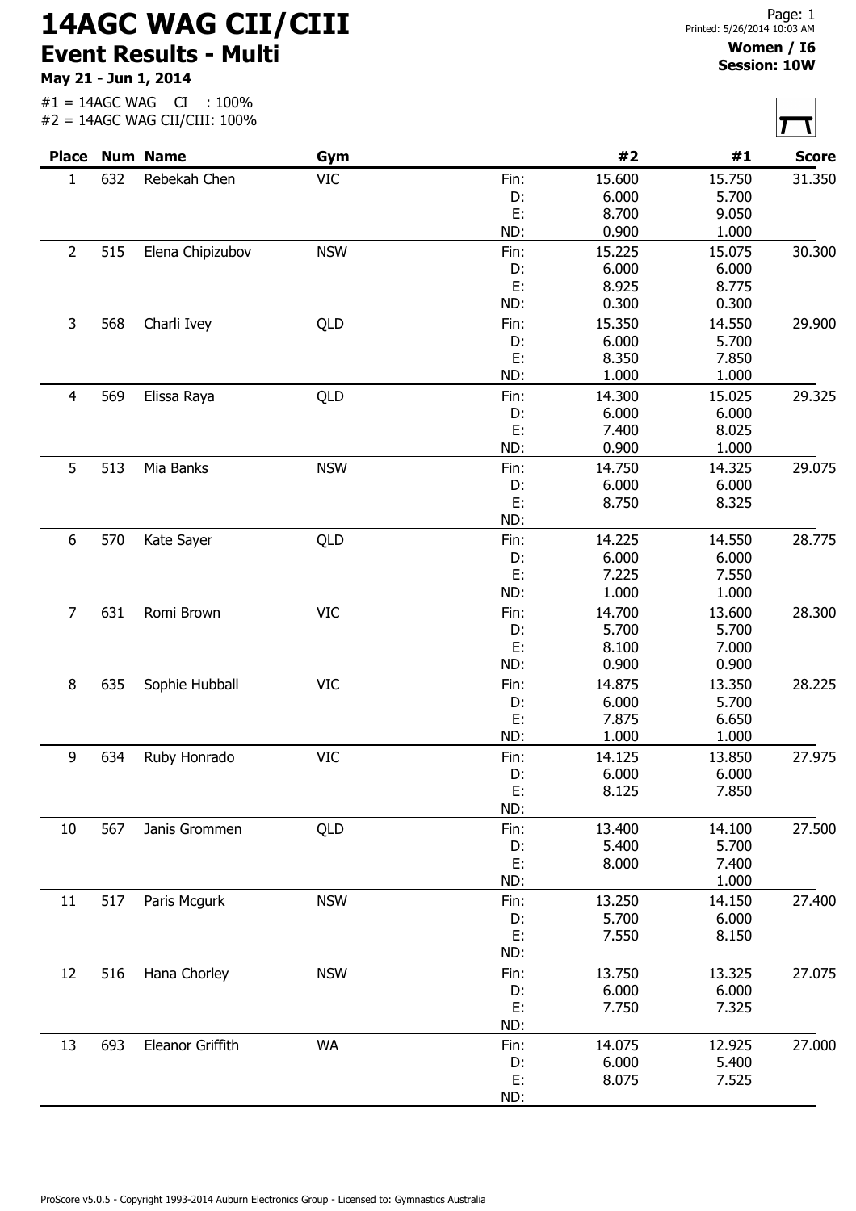# 14AGC WAG CII/CIII

## Event Results - Multi

**May 21 - Jun 1, 2014**

#1 = 14AGC WAG CI : 100%
#2 = 14AGC WAG CII/CIII: 100%

Printed: 5/26/2014 10:03 AM

**Women / I6**
**Session: 10W**

| Place | Num | Name | Gym | | #2 | #1 | Score |
|---|---|---|---|---|---|---|---|
| 1 | 632 | Rebekah Chen | VIC | Fin: | 15.600 | 15.750 | 31.350 |
| | | | | D: | 6.000 | 5.700 | |
| | | | | E: | 8.700 | 9.050 | |
| | | | | ND: | 0.900 | 1.000 | |
| 2 | 515 | Elena Chipizubov | NSW | Fin: | 15.225 | 15.075 | 30.300 |
| | | | | D: | 6.000 | 6.000 | |
| | | | | E: | 8.925 | 8.775 | |
| | | | | ND: | 0.300 | 0.300 | |
| 3 | 568 | Charli Ivey | QLD | Fin: | 15.350 | 14.550 | 29.900 |
| | | | | D: | 6.000 | 5.700 | |
| | | | | E: | 8.350 | 7.850 | |
| | | | | ND: | 1.000 | 1.000 | |
| 4 | 569 | Elissa Raya | QLD | Fin: | 14.300 | 15.025 | 29.325 |
| | | | | D: | 6.000 | 6.000 | |
| | | | | E: | 7.400 | 8.025 | |
| | | | | ND: | 0.900 | 1.000 | |
| 5 | 513 | Mia Banks | NSW | Fin: | 14.750 | 14.325 | 29.075 |
| | | | | D: | 6.000 | 6.000 | |
| | | | | E: | 8.750 | 8.325 | |
| | | | | ND: | | | |
| 6 | 570 | Kate Sayer | QLD | Fin: | 14.225 | 14.550 | 28.775 |
| | | | | D: | 6.000 | 6.000 | |
| | | | | E: | 7.225 | 7.550 | |
| | | | | ND: | 1.000 | 1.000 | |
| 7 | 631 | Romi Brown | VIC | Fin: | 14.700 | 13.600 | 28.300 |
| | | | | D: | 5.700 | 5.700 | |
| | | | | E: | 8.100 | 7.000 | |
| | | | | ND: | 0.900 | 0.900 | |
| 8 | 635 | Sophie Hubball | VIC | Fin: | 14.875 | 13.350 | 28.225 |
| | | | | D: | 6.000 | 5.700 | |
| | | | | E: | 7.875 | 6.650 | |
| | | | | ND: | 1.000 | 1.000 | |
| 9 | 634 | Ruby Honrado | VIC | Fin: | 14.125 | 13.850 | 27.975 |
| | | | | D: | 6.000 | 6.000 | |
| | | | | E: | 8.125 | 7.850 | |
| | | | | ND: | | | |
| 10 | 567 | Janis Grommen | QLD | Fin: | 13.400 | 14.100 | 27.500 |
| | | | | D: | 5.400 | 5.700 | |
| | | | | E: | 8.000 | 7.400 | |
| | | | | ND: | | 1.000 | |
| 11 | 517 | Paris Mcgurk | NSW | Fin: | 13.250 | 14.150 | 27.400 |
| | | | | D: | 5.700 | 6.000 | |
| | | | | E: | 7.550 | 8.150 | |
| | | | | ND: | | | |
| 12 | 516 | Hana Chorley | NSW | Fin: | 13.750 | 13.325 | 27.075 |
| | | | | D: | 6.000 | 6.000 | |
| | | | | E: | 7.750 | 7.325 | |
| | | | | ND: | | | |
| 13 | 693 | Eleanor Griffith | WA | Fin: | 14.075 | 12.925 | 27.000 |
| | | | | D: | 6.000 | 5.400 | |
| | | | | E: | 8.075 | 7.525 | |
| | | | | ND: | | | |

ProScore v5.0.5 - Copyright 1993-2014 Auburn Electronics Group - Licensed to: Gymnastics Australia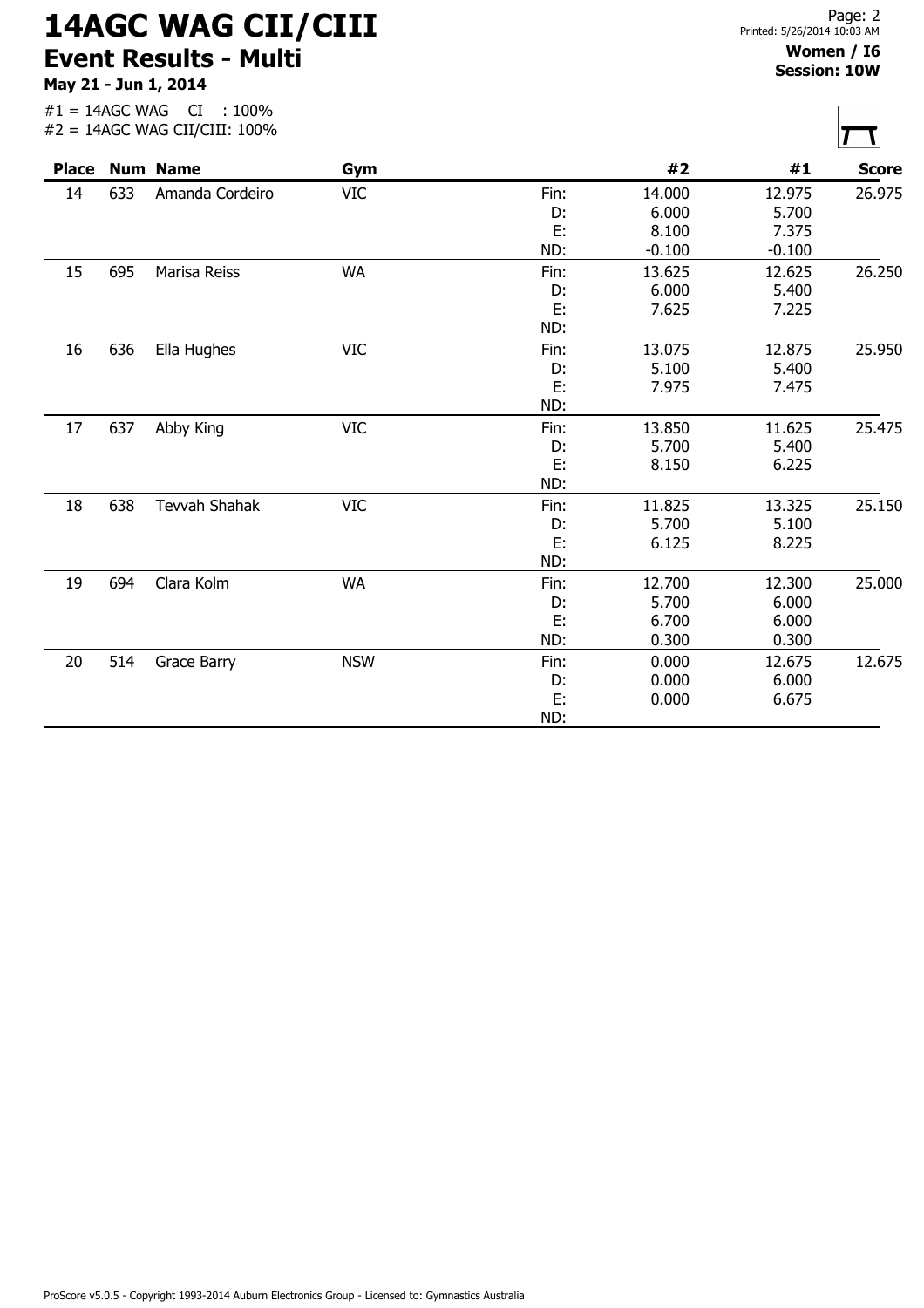# 14AGC WAG CII/CIII

## Event Results - Multi

**May 21 - Jun 1, 2014**

**Women / I6**
**Session: 10W**

#1 = 14AGC WAG CI : 100%
#2 = 14AGC WAG CII/CIII: 100%

| Place | Num | Name | Gym | | #2 | #1 | Score |
|---|---|---|---|---|---|---|---|
| 14 | 633 | Amanda Cordeiro | VIC | Fin: | 14.000 | 12.975 | 26.975 |
| | | | | D: | 6.000 | 5.700 | |
| | | | | E: | 8.100 | 7.375 | |
| | | | | ND: | -0.100 | -0.100 | |
| 15 | 695 | Marisa Reiss | WA | Fin: | 13.625 | 12.625 | 26.250 |
| | | | | D: | 6.000 | 5.400 | |
| | | | | E: | 7.625 | 7.225 | |
| | | | | ND: | | | |
| 16 | 636 | Ella Hughes | VIC | Fin: | 13.075 | 12.875 | 25.950 |
| | | | | D: | 5.100 | 5.400 | |
| | | | | E: | 7.975 | 7.475 | |
| | | | | ND: | | | |
| 17 | 637 | Abby King | VIC | Fin: | 13.850 | 11.625 | 25.475 |
| | | | | D: | 5.700 | 5.400 | |
| | | | | E: | 8.150 | 6.225 | |
| | | | | ND: | | | |
| 18 | 638 | Tevvah Shahak | VIC | Fin: | 11.825 | 13.325 | 25.150 |
| | | | | D: | 5.700 | 5.100 | |
| | | | | E: | 6.125 | 8.225 | |
| | | | | ND: | | | |
| 19 | 694 | Clara Kolm | WA | Fin: | 12.700 | 12.300 | 25.000 |
| | | | | D: | 5.700 | 6.000 | |
| | | | | E: | 6.700 | 6.000 | |
| | | | | ND: | 0.300 | 0.300 | |
| 20 | 514 | Grace Barry | NSW | Fin: | 0.000 | 12.675 | 12.675 |
| | | | | D: | 0.000 | 6.000 | |
| | | | | E: | 0.000 | 6.675 | |
| | | | | ND: | | | |

ProScore v5.0.5 - Copyright 1993-2014 Auburn Electronics Group - Licensed to: Gymnastics Australia